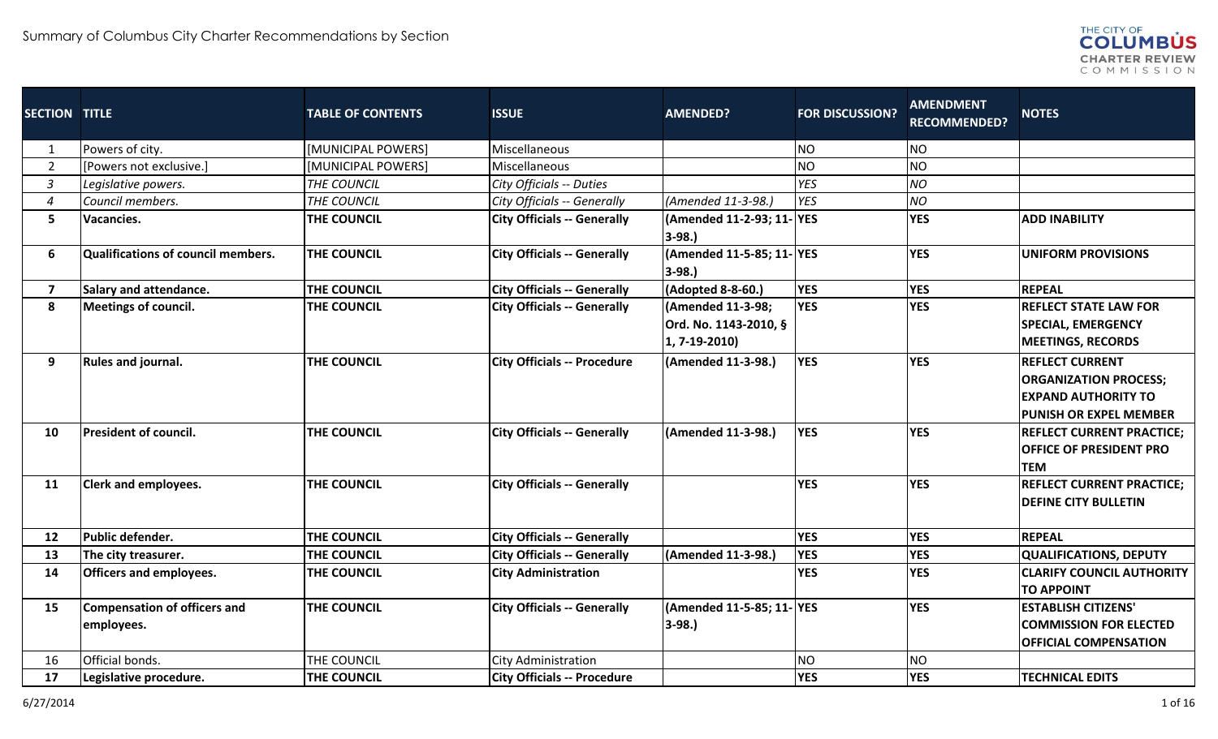# Summary of Columbus City Charter Recommendations by Section

THE CITY OF COLUMBUS CHARTER REVIEW COMMISSION

| SECTION | TITLE | TABLE OF CONTENTS | ISSUE | AMENDED? | FOR DISCUSSION? | AMENDMENT RECOMMENDED? | NOTES |
|---|---|---|---|---|---|---|---|
| 1 | Powers of city. | [MUNICIPAL POWERS] | Miscellaneous | | NO | NO | |
| 2 | [Powers not exclusive.] | [MUNICIPAL POWERS] | Miscellaneous | | NO | NO | |
| *3* | *Legislative powers.* | *THE COUNCIL* | *City Officials -- Duties* | | *YES* | *NO* | |
| *4* | *Council members.* | *THE COUNCIL* | *City Officials -- Generally* | *(Amended 11-3-98.)* | *YES* | *NO* | |
| **5** | **Vacancies.** | **THE COUNCIL** | **City Officials -- Generally** | **(Amended 11-2-93; 11-3-98.)** | **YES** | **YES** | **ADD INABILITY** |
| **6** | **Qualifications of council members.** | **THE COUNCIL** | **City Officials -- Generally** | **(Amended 11-5-85; 11-3-98.)** | **YES** | **YES** | **UNIFORM PROVISIONS** |
| **7** | **Salary and attendance.** | **THE COUNCIL** | **City Officials -- Generally** | **(Adopted 8-8-60.)** | **YES** | **YES** | **REPEAL** |
| **8** | **Meetings of council.** | **THE COUNCIL** | **City Officials -- Generally** | **(Amended 11-3-98; Ord. No. 1143-2010, § 1, 7-19-2010)** | **YES** | **YES** | **REFLECT STATE LAW FOR SPECIAL, EMERGENCY MEETINGS, RECORDS** |
| **9** | **Rules and journal.** | **THE COUNCIL** | **City Officials -- Procedure** | **(Amended 11-3-98.)** | **YES** | **YES** | **REFLECT CURRENT ORGANIZATION PROCESS; EXPAND AUTHORITY TO PUNISH OR EXPEL MEMBER** |
| **10** | **President of council.** | **THE COUNCIL** | **City Officials -- Generally** | **(Amended 11-3-98.)** | **YES** | **YES** | **REFLECT CURRENT PRACTICE; OFFICE OF PRESIDENT PRO TEM** |
| **11** | **Clerk and employees.** | **THE COUNCIL** | **City Officials -- Generally** | | **YES** | **YES** | **REFLECT CURRENT PRACTICE; DEFINE CITY BULLETIN** |
| **12** | **Public defender.** | **THE COUNCIL** | **City Officials -- Generally** | | **YES** | **YES** | **REPEAL** |
| **13** | **The city treasurer.** | **THE COUNCIL** | **City Officials -- Generally** | **(Amended 11-3-98.)** | **YES** | **YES** | **QUALIFICATIONS, DEPUTY** |
| **14** | **Officers and employees.** | **THE COUNCIL** | **City Administration** | | **YES** | **YES** | **CLARIFY COUNCIL AUTHORITY TO APPOINT** |
| **15** | **Compensation of officers and employees.** | **THE COUNCIL** | **City Officials -- Generally** | **(Amended 11-5-85; 11-3-98.)** | **YES** | **YES** | **ESTABLISH CITIZENS' COMMISSION FOR ELECTED OFFICIAL COMPENSATION** |
| 16 | Official bonds. | THE COUNCIL | City Administration | | NO | NO | |
| **17** | **Legislative procedure.** | **THE COUNCIL** | **City Officials -- Procedure** | | **YES** | **YES** | **TECHNICAL EDITS** |

6/27/2014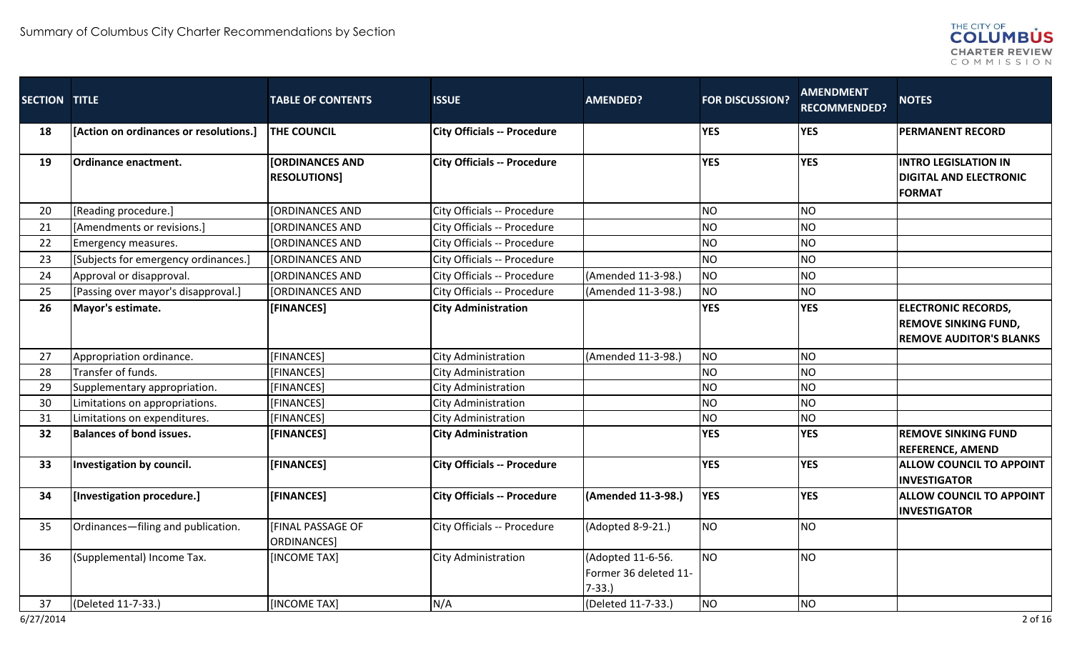| SECTION | TITLE | TABLE OF CONTENTS | ISSUE | AMENDED? | FOR DISCUSSION? | AMENDMENT RECOMMENDED? | NOTES |
|---|---|---|---|---|---|---|---|
| **18** | **[Action on ordinances or resolutions.]** | **THE COUNCIL** | **City Officials -- Procedure** | | **YES** | **YES** | **PERMANENT RECORD** |
| **19** | **Ordinance enactment.** | **[ORDINANCES AND RESOLUTIONS]** | **City Officials -- Procedure** | | **YES** | **YES** | **INTRO LEGISLATION IN DIGITAL AND ELECTRONIC FORMAT** |
| 20 | [Reading procedure.] | [ORDINANCES AND | City Officials -- Procedure | | NO | NO | |
| 21 | [Amendments or revisions.] | [ORDINANCES AND | City Officials -- Procedure | | NO | NO | |
| 22 | Emergency measures. | [ORDINANCES AND | City Officials -- Procedure | | NO | NO | |
| 23 | [Subjects for emergency ordinances.] | [ORDINANCES AND | City Officials -- Procedure | | NO | NO | |
| 24 | Approval or disapproval. | [ORDINANCES AND | City Officials -- Procedure | (Amended 11-3-98.) | NO | NO | |
| 25 | [Passing over mayor's disapproval.] | [ORDINANCES AND | City Officials -- Procedure | (Amended 11-3-98.) | NO | NO | |
| **26** | **Mayor's estimate.** | **[FINANCES]** | **City Administration** | | **YES** | **YES** | **ELECTRONIC RECORDS, REMOVE SINKING FUND, REMOVE AUDITOR'S BLANKS** |
| 27 | Appropriation ordinance. | [FINANCES] | City Administration | (Amended 11-3-98.) | NO | NO | |
| 28 | Transfer of funds. | [FINANCES] | City Administration | | NO | NO | |
| 29 | Supplementary appropriation. | [FINANCES] | City Administration | | NO | NO | |
| 30 | Limitations on appropriations. | [FINANCES] | City Administration | | NO | NO | |
| 31 | Limitations on expenditures. | [FINANCES] | City Administration | | NO | NO | |
| **32** | **Balances of bond issues.** | **[FINANCES]** | **City Administration** | | **YES** | **YES** | **REMOVE SINKING FUND REFERENCE, AMEND** |
| **33** | **Investigation by council.** | **[FINANCES]** | **City Officials -- Procedure** | | **YES** | **YES** | **ALLOW COUNCIL TO APPOINT INVESTIGATOR** |
| **34** | **[Investigation procedure.]** | **[FINANCES]** | **City Officials -- Procedure** | **(Amended 11-3-98.)** | **YES** | **YES** | **ALLOW COUNCIL TO APPOINT INVESTIGATOR** |
| 35 | Ordinances—filing and publication. | [FINAL PASSAGE OF ORDINANCES] | City Officials -- Procedure | (Adopted 8-9-21.) | NO | NO | |
| 36 | (Supplemental) Income Tax. | [INCOME TAX] | City Administration | (Adopted 11-6-56. Former 36 deleted 11-7-33.) | NO | NO | |
| 37 | (Deleted 11-7-33.) | [INCOME TAX] | N/A | (Deleted 11-7-33.) | NO | NO | |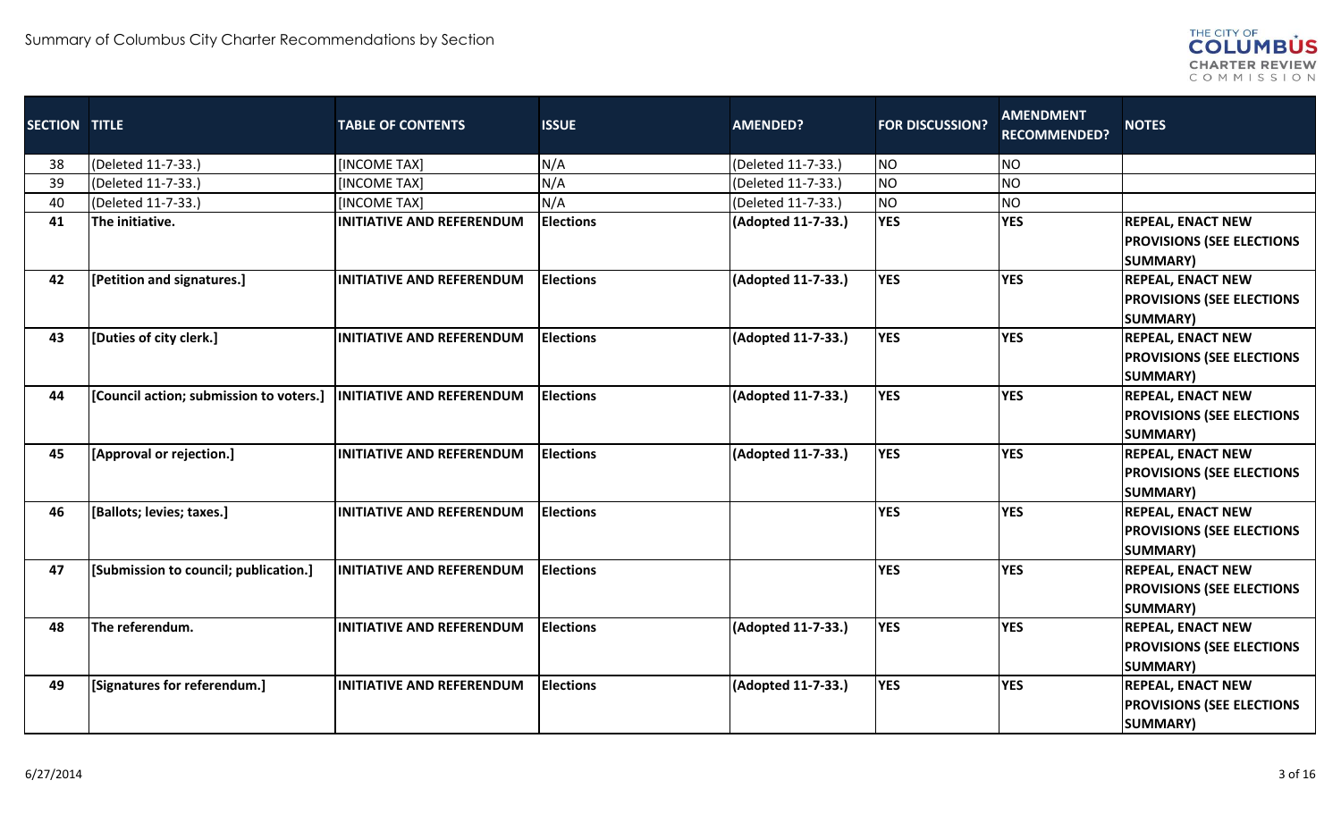| SECTION | TITLE | TABLE OF CONTENTS | ISSUE | AMENDED? | FOR DISCUSSION? | AMENDMENT RECOMMENDED? | NOTES |
|---|---|---|---|---|---|---|---|
| 38 | (Deleted 11-7-33.) | [INCOME TAX] | N/A | (Deleted 11-7-33.) | NO | NO | |
| 39 | (Deleted 11-7-33.) | [INCOME TAX] | N/A | (Deleted 11-7-33.) | NO | NO | |
| 40 | (Deleted 11-7-33.) | [INCOME TAX] | N/A | (Deleted 11-7-33.) | NO | NO | |
| **41** | **The initiative.** | **INITIATIVE AND REFERENDUM** | **Elections** | **(Adopted 11-7-33.)** | **YES** | **YES** | **REPEAL, ENACT NEW PROVISIONS (SEE ELECTIONS SUMMARY)** |
| **42** | **[Petition and signatures.]** | **INITIATIVE AND REFERENDUM** | **Elections** | **(Adopted 11-7-33.)** | **YES** | **YES** | **REPEAL, ENACT NEW PROVISIONS (SEE ELECTIONS SUMMARY)** |
| **43** | **[Duties of city clerk.]** | **INITIATIVE AND REFERENDUM** | **Elections** | **(Adopted 11-7-33.)** | **YES** | **YES** | **REPEAL, ENACT NEW PROVISIONS (SEE ELECTIONS SUMMARY)** |
| **44** | **[Council action; submission to voters.]** | **INITIATIVE AND REFERENDUM** | **Elections** | **(Adopted 11-7-33.)** | **YES** | **YES** | **REPEAL, ENACT NEW PROVISIONS (SEE ELECTIONS SUMMARY)** |
| **45** | **[Approval or rejection.]** | **INITIATIVE AND REFERENDUM** | **Elections** | **(Adopted 11-7-33.)** | **YES** | **YES** | **REPEAL, ENACT NEW PROVISIONS (SEE ELECTIONS SUMMARY)** |
| **46** | **[Ballots; levies; taxes.]** | **INITIATIVE AND REFERENDUM** | **Elections** | | **YES** | **YES** | **REPEAL, ENACT NEW PROVISIONS (SEE ELECTIONS SUMMARY)** |
| **47** | **[Submission to council; publication.]** | **INITIATIVE AND REFERENDUM** | **Elections** | | **YES** | **YES** | **REPEAL, ENACT NEW PROVISIONS (SEE ELECTIONS SUMMARY)** |
| **48** | **The referendum.** | **INITIATIVE AND REFERENDUM** | **Elections** | **(Adopted 11-7-33.)** | **YES** | **YES** | **REPEAL, ENACT NEW PROVISIONS (SEE ELECTIONS SUMMARY)** |
| **49** | **[Signatures for referendum.]** | **INITIATIVE AND REFERENDUM** | **Elections** | **(Adopted 11-7-33.)** | **YES** | **YES** | **REPEAL, ENACT NEW PROVISIONS (SEE ELECTIONS SUMMARY)** |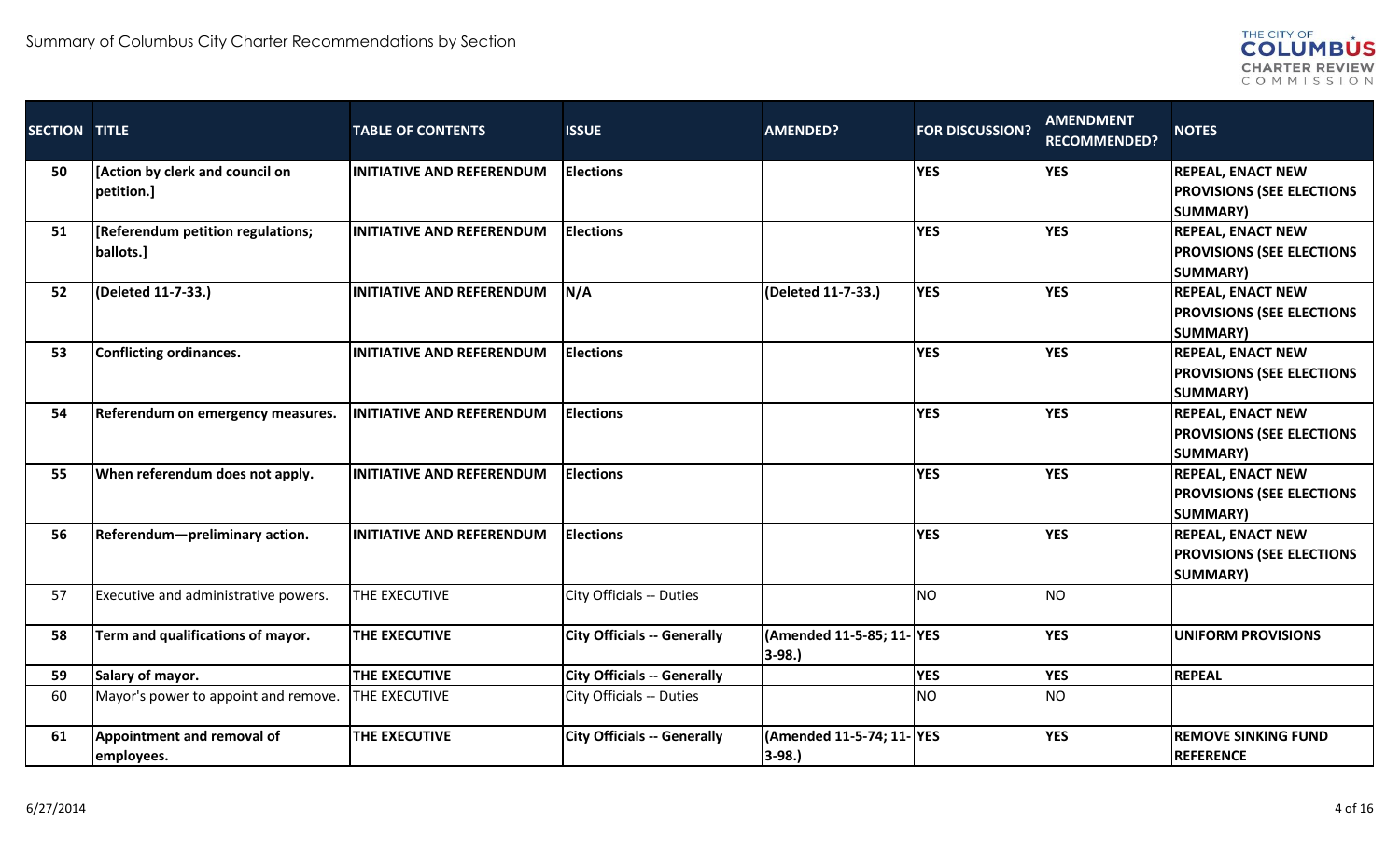| SECTION | TITLE | TABLE OF CONTENTS | ISSUE | AMENDED? | FOR DISCUSSION? | AMENDMENT RECOMMENDED? | NOTES |
|---|---|---|---|---|---|---|---|
| **50** | **[Action by clerk and council on petition.]** | **INITIATIVE AND REFERENDUM** | **Elections** | | **YES** | **YES** | **REPEAL, ENACT NEW PROVISIONS (SEE ELECTIONS SUMMARY)** |
| **51** | **[Referendum petition regulations; ballots.]** | **INITIATIVE AND REFERENDUM** | **Elections** | | **YES** | **YES** | **REPEAL, ENACT NEW PROVISIONS (SEE ELECTIONS SUMMARY)** |
| **52** | **(Deleted 11-7-33.)** | **INITIATIVE AND REFERENDUM** | **N/A** | **(Deleted 11-7-33.)** | **YES** | **YES** | **REPEAL, ENACT NEW PROVISIONS (SEE ELECTIONS SUMMARY)** |
| **53** | **Conflicting ordinances.** | **INITIATIVE AND REFERENDUM** | **Elections** | | **YES** | **YES** | **REPEAL, ENACT NEW PROVISIONS (SEE ELECTIONS SUMMARY)** |
| **54** | **Referendum on emergency measures.** | **INITIATIVE AND REFERENDUM** | **Elections** | | **YES** | **YES** | **REPEAL, ENACT NEW PROVISIONS (SEE ELECTIONS SUMMARY)** |
| **55** | **When referendum does not apply.** | **INITIATIVE AND REFERENDUM** | **Elections** | | **YES** | **YES** | **REPEAL, ENACT NEW PROVISIONS (SEE ELECTIONS SUMMARY)** |
| **56** | **Referendum—preliminary action.** | **INITIATIVE AND REFERENDUM** | **Elections** | | **YES** | **YES** | **REPEAL, ENACT NEW PROVISIONS (SEE ELECTIONS SUMMARY)** |
| 57 | Executive and administrative powers. | THE EXECUTIVE | City Officials -- Duties | | NO | NO | |
| **58** | **Term and qualifications of mayor.** | **THE EXECUTIVE** | **City Officials -- Generally** | **(Amended 11-5-85; 11-3-98.)** | **YES** | **YES** | **UNIFORM PROVISIONS** |
| **59** | **Salary of mayor.** | **THE EXECUTIVE** | **City Officials -- Generally** | | **YES** | **YES** | **REPEAL** |
| 60 | Mayor's power to appoint and remove. | THE EXECUTIVE | City Officials -- Duties | | NO | NO | |
| **61** | **Appointment and removal of employees.** | **THE EXECUTIVE** | **City Officials -- Generally** | **(Amended 11-5-74; 11-3-98.)** | **YES** | **YES** | **REMOVE SINKING FUND REFERENCE** |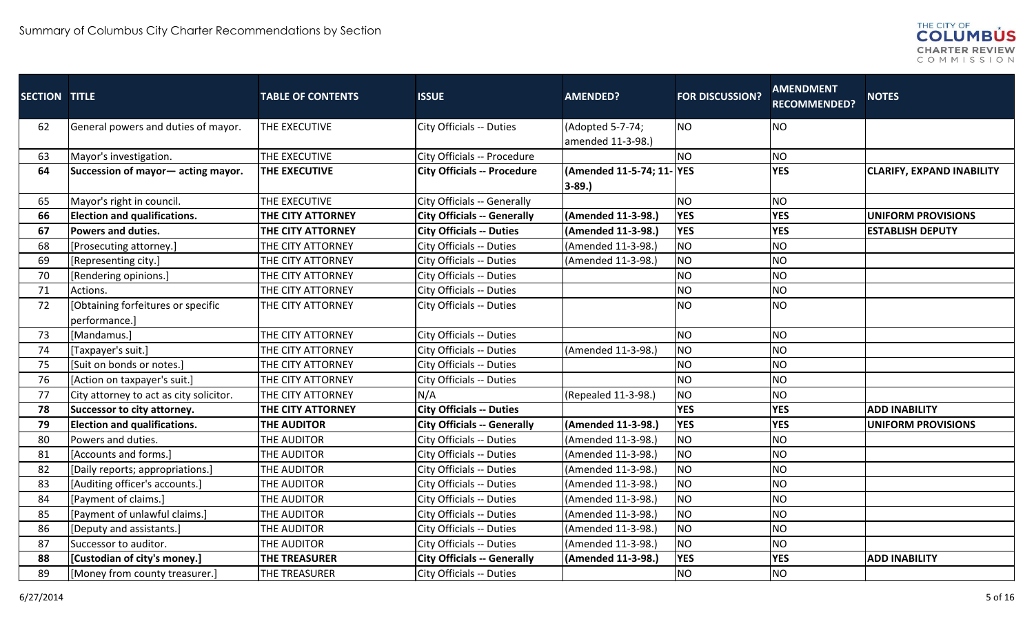Summary of Columbus City Charter Recommendations by Section

| SECTION | TITLE | TABLE OF CONTENTS | ISSUE | AMENDED? | FOR DISCUSSION? | AMENDMENT RECOMMENDED? | NOTES |
|---|---|---|---|---|---|---|---|
| 62 | General powers and duties of mayor. | THE EXECUTIVE | City Officials -- Duties | (Adopted 5-7-74; amended 11-3-98.) | NO | NO | |
| 63 | Mayor's investigation. | THE EXECUTIVE | City Officials -- Procedure | | NO | NO | |
| **64** | **Succession of mayor— acting mayor.** | **THE EXECUTIVE** | **City Officials -- Procedure** | **(Amended 11-5-74; 11-3-89.)** | **YES** | **YES** | **CLARIFY, EXPAND INABILITY** |
| 65 | Mayor's right in council. | THE EXECUTIVE | City Officials -- Generally | | NO | NO | |
| **66** | **Election and qualifications.** | **THE CITY ATTORNEY** | **City Officials -- Generally** | **(Amended 11-3-98.)** | **YES** | **YES** | **UNIFORM PROVISIONS** |
| **67** | **Powers and duties.** | **THE CITY ATTORNEY** | **City Officials -- Duties** | **(Amended 11-3-98.)** | **YES** | **YES** | **ESTABLISH DEPUTY** |
| 68 | [Prosecuting attorney.] | THE CITY ATTORNEY | City Officials -- Duties | (Amended 11-3-98.) | NO | NO | |
| 69 | [Representing city.] | THE CITY ATTORNEY | City Officials -- Duties | (Amended 11-3-98.) | NO | NO | |
| 70 | [Rendering opinions.] | THE CITY ATTORNEY | City Officials -- Duties | | NO | NO | |
| 71 | Actions. | THE CITY ATTORNEY | City Officials -- Duties | | NO | NO | |
| 72 | [Obtaining forfeitures or specific performance.] | THE CITY ATTORNEY | City Officials -- Duties | | NO | NO | |
| 73 | [Mandamus.] | THE CITY ATTORNEY | City Officials -- Duties | | NO | NO | |
| 74 | [Taxpayer's suit.] | THE CITY ATTORNEY | City Officials -- Duties | (Amended 11-3-98.) | NO | NO | |
| 75 | [Suit on bonds or notes.] | THE CITY ATTORNEY | City Officials -- Duties | | NO | NO | |
| 76 | [Action on taxpayer's suit.] | THE CITY ATTORNEY | City Officials -- Duties | | NO | NO | |
| 77 | City attorney to act as city solicitor. | THE CITY ATTORNEY | N/A | (Repealed 11-3-98.) | NO | NO | |
| **78** | **Successor to city attorney.** | **THE CITY ATTORNEY** | **City Officials -- Duties** | | **YES** | **YES** | **ADD INABILITY** |
| **79** | **Election and qualifications.** | **THE AUDITOR** | **City Officials -- Generally** | **(Amended 11-3-98.)** | **YES** | **YES** | **UNIFORM PROVISIONS** |
| 80 | Powers and duties. | THE AUDITOR | City Officials -- Duties | (Amended 11-3-98.) | NO | NO | |
| 81 | [Accounts and forms.] | THE AUDITOR | City Officials -- Duties | (Amended 11-3-98.) | NO | NO | |
| 82 | [Daily reports; appropriations.] | THE AUDITOR | City Officials -- Duties | (Amended 11-3-98.) | NO | NO | |
| 83 | [Auditing officer's accounts.] | THE AUDITOR | City Officials -- Duties | (Amended 11-3-98.) | NO | NO | |
| 84 | [Payment of claims.] | THE AUDITOR | City Officials -- Duties | (Amended 11-3-98.) | NO | NO | |
| 85 | [Payment of unlawful claims.] | THE AUDITOR | City Officials -- Duties | (Amended 11-3-98.) | NO | NO | |
| 86 | [Deputy and assistants.] | THE AUDITOR | City Officials -- Duties | (Amended 11-3-98.) | NO | NO | |
| 87 | Successor to auditor. | THE AUDITOR | City Officials -- Duties | (Amended 11-3-98.) | NO | NO | |
| **88** | **[Custodian of city's money.]** | **THE TREASURER** | **City Officials -- Generally** | **(Amended 11-3-98.)** | **YES** | **YES** | **ADD INABILITY** |
| 89 | [Money from county treasurer.] | THE TREASURER | City Officials -- Duties | | NO | NO | |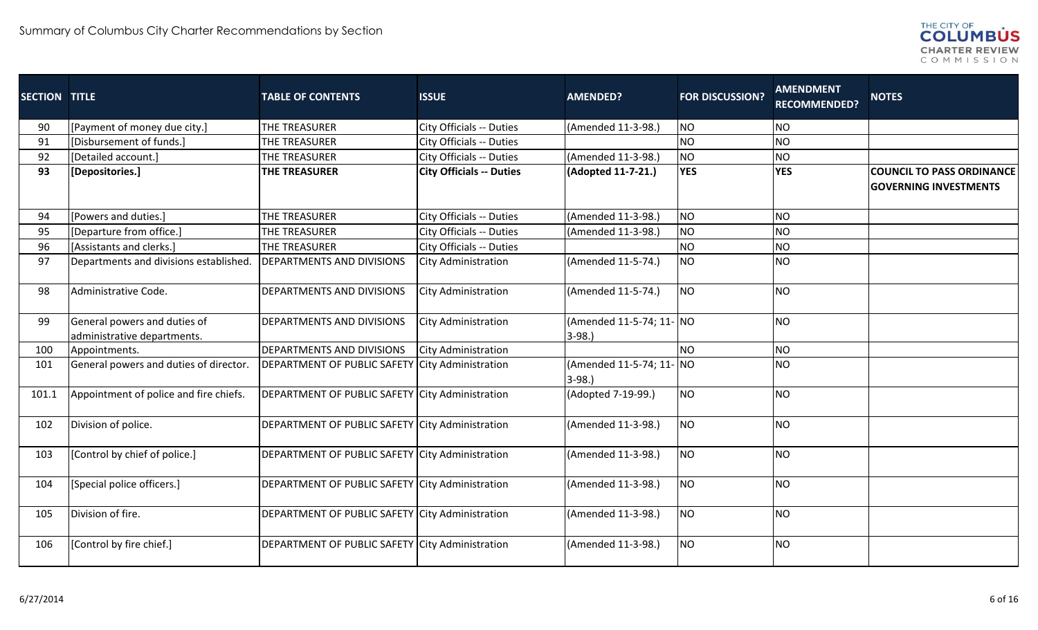| SECTION | TITLE | TABLE OF CONTENTS | ISSUE | AMENDED? | FOR DISCUSSION? | AMENDMENT RECOMMENDED? | NOTES |
|---|---|---|---|---|---|---|---|
| 90 | [Payment of money due city.] | THE TREASURER | City Officials -- Duties | (Amended 11-3-98.) | NO | NO | |
| 91 | [Disbursement of funds.] | THE TREASURER | City Officials -- Duties | | NO | NO | |
| 92 | [Detailed account.] | THE TREASURER | City Officials -- Duties | (Amended 11-3-98.) | NO | NO | |
| **93** | **[Depositories.]** | **THE TREASURER** | **City Officials -- Duties** | **(Adopted 11-7-21.)** | **YES** | **YES** | **COUNCIL TO PASS ORDINANCE GOVERNING INVESTMENTS** |
| 94 | [Powers and duties.] | THE TREASURER | City Officials -- Duties | (Amended 11-3-98.) | NO | NO | |
| 95 | [Departure from office.] | THE TREASURER | City Officials -- Duties | (Amended 11-3-98.) | NO | NO | |
| 96 | [Assistants and clerks.] | THE TREASURER | City Officials -- Duties | | NO | NO | |
| 97 | Departments and divisions established. | DEPARTMENTS AND DIVISIONS | City Administration | (Amended 11-5-74.) | NO | NO | |
| 98 | Administrative Code. | DEPARTMENTS AND DIVISIONS | City Administration | (Amended 11-5-74.) | NO | NO | |
| 99 | General powers and duties of administrative departments. | DEPARTMENTS AND DIVISIONS | City Administration | (Amended 11-5-74; 11-3-98.) | NO | NO | |
| 100 | Appointments. | DEPARTMENTS AND DIVISIONS | City Administration | | NO | NO | |
| 101 | General powers and duties of director. | DEPARTMENT OF PUBLIC SAFETY | City Administration | (Amended 11-5-74; 11-3-98.) | NO | NO | |
| 101.1 | Appointment of police and fire chiefs. | DEPARTMENT OF PUBLIC SAFETY | City Administration | (Adopted 7-19-99.) | NO | NO | |
| 102 | Division of police. | DEPARTMENT OF PUBLIC SAFETY | City Administration | (Amended 11-3-98.) | NO | NO | |
| 103 | [Control by chief of police.] | DEPARTMENT OF PUBLIC SAFETY | City Administration | (Amended 11-3-98.) | NO | NO | |
| 104 | [Special police officers.] | DEPARTMENT OF PUBLIC SAFETY | City Administration | (Amended 11-3-98.) | NO | NO | |
| 105 | Division of fire. | DEPARTMENT OF PUBLIC SAFETY | City Administration | (Amended 11-3-98.) | NO | NO | |
| 106 | [Control by fire chief.] | DEPARTMENT OF PUBLIC SAFETY | City Administration | (Amended 11-3-98.) | NO | NO | |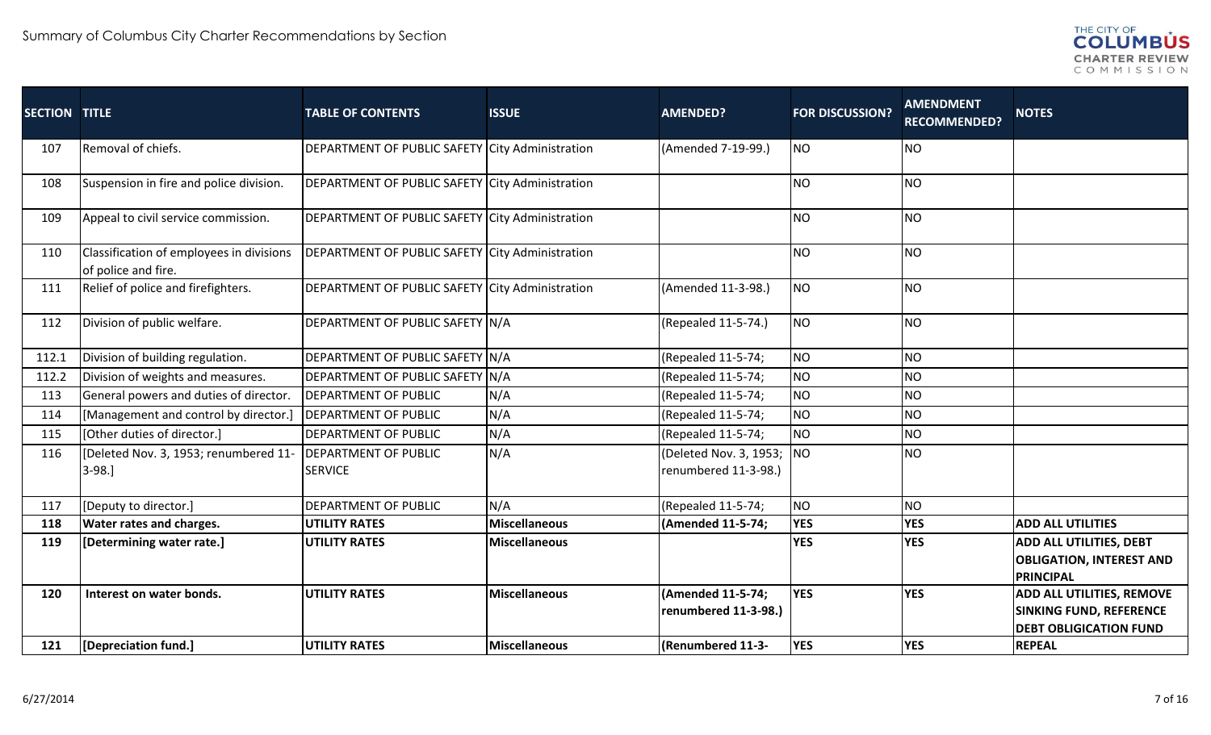| SECTION | TITLE | TABLE OF CONTENTS | ISSUE | AMENDED? | FOR DISCUSSION? | AMENDMENT RECOMMENDED? | NOTES |
|---|---|---|---|---|---|---|---|
| 107 | Removal of chiefs. | DEPARTMENT OF PUBLIC SAFETY | City Administration | (Amended 7-19-99.) | NO | NO | |
| 108 | Suspension in fire and police division. | DEPARTMENT OF PUBLIC SAFETY | City Administration | | NO | NO | |
| 109 | Appeal to civil service commission. | DEPARTMENT OF PUBLIC SAFETY | City Administration | | NO | NO | |
| 110 | Classification of employees in divisions of police and fire. | DEPARTMENT OF PUBLIC SAFETY | City Administration | | NO | NO | |
| 111 | Relief of police and firefighters. | DEPARTMENT OF PUBLIC SAFETY | City Administration | (Amended 11-3-98.) | NO | NO | |
| 112 | Division of public welfare. | DEPARTMENT OF PUBLIC SAFETY | N/A | (Repealed 11-5-74.) | NO | NO | |
| 112.1 | Division of building regulation. | DEPARTMENT OF PUBLIC SAFETY | N/A | (Repealed 11-5-74; | NO | NO | |
| 112.2 | Division of weights and measures. | DEPARTMENT OF PUBLIC SAFETY | N/A | (Repealed 11-5-74; | NO | NO | |
| 113 | General powers and duties of director. | DEPARTMENT OF PUBLIC | N/A | (Repealed 11-5-74; | NO | NO | |
| 114 | [Management and control by director.] | DEPARTMENT OF PUBLIC | N/A | (Repealed 11-5-74; | NO | NO | |
| 115 | [Other duties of director.] | DEPARTMENT OF PUBLIC | N/A | (Repealed 11-5-74; | NO | NO | |
| 116 | [Deleted Nov. 3, 1953; renumbered 11-3-98.] | DEPARTMENT OF PUBLIC SERVICE | N/A | (Deleted Nov. 3, 1953; renumbered 11-3-98.) | NO | NO | |
| 117 | [Deputy to director.] | DEPARTMENT OF PUBLIC | N/A | (Repealed 11-5-74; | NO | NO | |
| **118** | **Water rates and charges.** | **UTILITY RATES** | **Miscellaneous** | **(Amended 11-5-74;** | **YES** | **YES** | **ADD ALL UTILITIES** |
| **119** | **[Determining water rate.]** | **UTILITY RATES** | **Miscellaneous** | | **YES** | **YES** | **ADD ALL UTILITIES, DEBT OBLIGATION, INTEREST AND PRINCIPAL** |
| **120** | **Interest on water bonds.** | **UTILITY RATES** | **Miscellaneous** | **(Amended 11-5-74; renumbered 11-3-98.)** | **YES** | **YES** | **ADD ALL UTILITIES, REMOVE SINKING FUND, REFERENCE DEBT OBLIGICATION FUND** |
| **121** | **[Depreciation fund.]** | **UTILITY RATES** | **Miscellaneous** | **(Renumbered 11-3-** | **YES** | **YES** | **REPEAL** |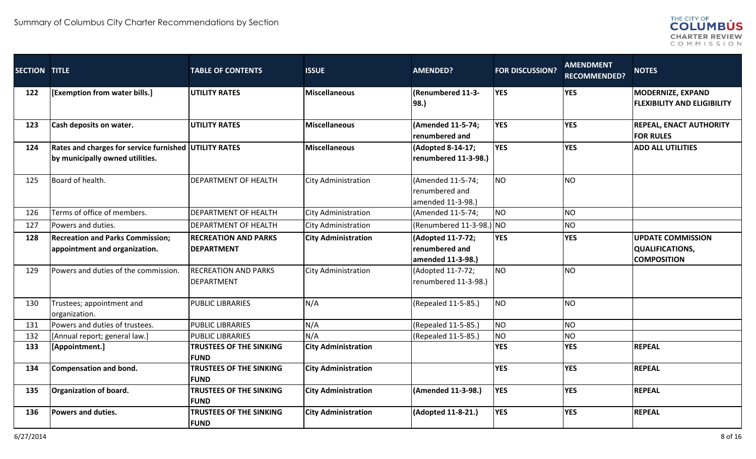| SECTION | TITLE | TABLE OF CONTENTS | ISSUE | AMENDED? | FOR DISCUSSION? | AMENDMENT RECOMMENDED? | NOTES |
|---|---|---|---|---|---|---|---|
| **122** | **[Exemption from water bills.]** | **UTILITY RATES** | **Miscellaneous** | **(Renumbered 11-3-98.)** | **YES** | **YES** | **MODERNIZE, EXPAND FLEXIBILITY AND ELIGIBILITY** |
| **123** | **Cash deposits on water.** | **UTILITY RATES** | **Miscellaneous** | **(Amended 11-5-74; renumbered and** | **YES** | **YES** | **REPEAL, ENACT AUTHORITY FOR RULES** |
| **124** | **Rates and charges for service furnished by municipally owned utilities.** | **UTILITY RATES** | **Miscellaneous** | **(Adopted 8-14-17; renumbered 11-3-98.)** | **YES** | **YES** | **ADD ALL UTILITIES** |
| 125 | Board of health. | DEPARTMENT OF HEALTH | City Administration | (Amended 11-5-74; renumbered and amended 11-3-98.) | NO | NO | |
| 126 | Terms of office of members. | DEPARTMENT OF HEALTH | City Administration | (Amended 11-5-74; | NO | NO | |
| 127 | Powers and duties. | DEPARTMENT OF HEALTH | City Administration | (Renumbered 11-3-98.) | NO | NO | |
| **128** | **Recreation and Parks Commission; appointment and organization.** | **RECREATION AND PARKS DEPARTMENT** | **City Administration** | **(Adopted 11-7-72; renumbered and amended 11-3-98.)** | **YES** | **YES** | **UPDATE COMMISSION QUALIFICATIONS, COMPOSITION** |
| 129 | Powers and duties of the commission. | RECREATION AND PARKS DEPARTMENT | City Administration | (Adopted 11-7-72; renumbered 11-3-98.) | NO | NO | |
| 130 | Trustees; appointment and organization. | PUBLIC LIBRARIES | N/A | (Repealed 11-5-85.) | NO | NO | |
| 131 | Powers and duties of trustees. | PUBLIC LIBRARIES | N/A | (Repealed 11-5-85.) | NO | NO | |
| 132 | [Annual report; general law.] | PUBLIC LIBRARIES | N/A | (Repealed 11-5-85.) | NO | NO | |
| **133** | **[Appointment.]** | **TRUSTEES OF THE SINKING FUND** | **City Administration** | | **YES** | **YES** | **REPEAL** |
| **134** | **Compensation and bond.** | **TRUSTEES OF THE SINKING FUND** | **City Administration** | | **YES** | **YES** | **REPEAL** |
| **135** | **Organization of board.** | **TRUSTEES OF THE SINKING FUND** | **City Administration** | **(Amended 11-3-98.)** | **YES** | **YES** | **REPEAL** |
| **136** | **Powers and duties.** | **TRUSTEES OF THE SINKING FUND** | **City Administration** | **(Adopted 11-8-21.)** | **YES** | **YES** | **REPEAL** |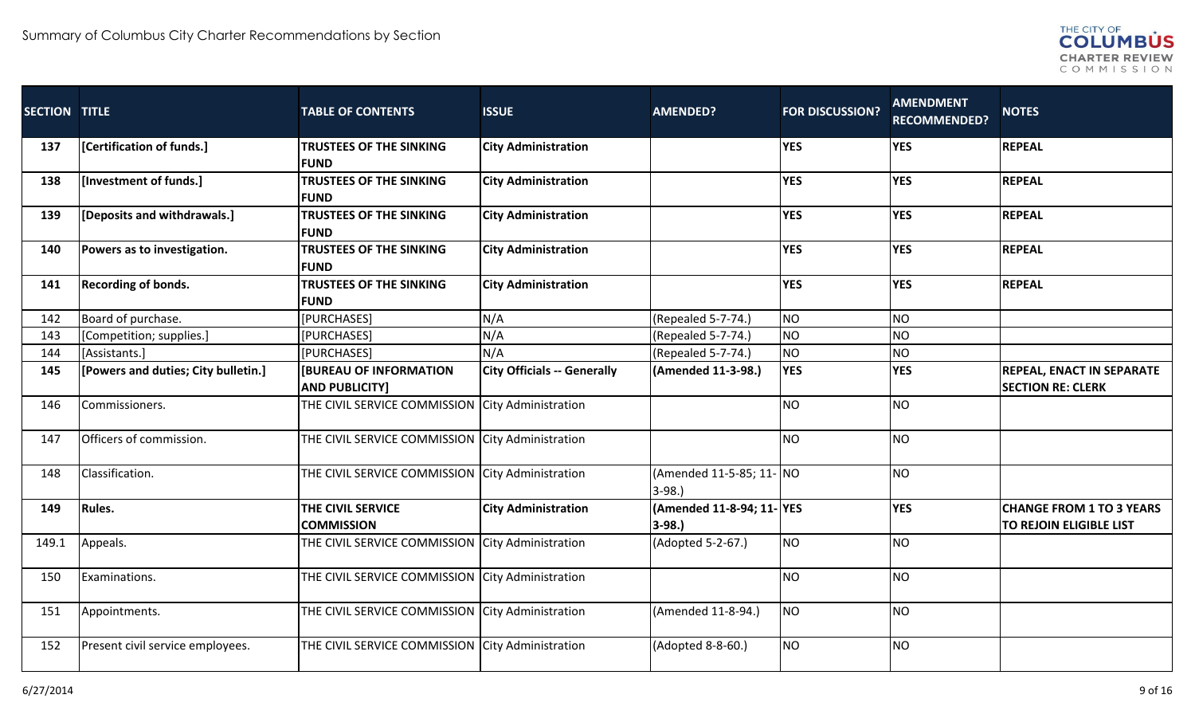| SECTION | TITLE | TABLE OF CONTENTS | ISSUE | AMENDED? | FOR DISCUSSION? | AMENDMENT RECOMMENDED? | NOTES |
|---|---|---|---|---|---|---|---|
| **137** | **[Certification of funds.]** | **TRUSTEES OF THE SINKING FUND** | **City Administration** | | **YES** | **YES** | **REPEAL** |
| **138** | **[Investment of funds.]** | **TRUSTEES OF THE SINKING FUND** | **City Administration** | | **YES** | **YES** | **REPEAL** |
| **139** | **[Deposits and withdrawals.]** | **TRUSTEES OF THE SINKING FUND** | **City Administration** | | **YES** | **YES** | **REPEAL** |
| **140** | **Powers as to investigation.** | **TRUSTEES OF THE SINKING FUND** | **City Administration** | | **YES** | **YES** | **REPEAL** |
| **141** | **Recording of bonds.** | **TRUSTEES OF THE SINKING FUND** | **City Administration** | | **YES** | **YES** | **REPEAL** |
| 142 | Board of purchase. | [PURCHASES] | N/A | (Repealed 5-7-74.) | NO | NO | |
| 143 | [Competition; supplies.] | [PURCHASES] | N/A | (Repealed 5-7-74.) | NO | NO | |
| 144 | [Assistants.] | [PURCHASES] | N/A | (Repealed 5-7-74.) | NO | NO | |
| **145** | **[Powers and duties; City bulletin.]** | **[BUREAU OF INFORMATION AND PUBLICITY]** | **City Officials -- Generally** | **(Amended 11-3-98.)** | **YES** | **YES** | **REPEAL, ENACT IN SEPARATE SECTION RE: CLERK** |
| 146 | Commissioners. | THE CIVIL SERVICE COMMISSION | City Administration | | NO | NO | |
| 147 | Officers of commission. | THE CIVIL SERVICE COMMISSION | City Administration | | NO | NO | |
| 148 | Classification. | THE CIVIL SERVICE COMMISSION | City Administration | (Amended 11-5-85; 11-3-98.) | NO | NO | |
| **149** | **Rules.** | **THE CIVIL SERVICE COMMISSION** | **City Administration** | **(Amended 11-8-94; 11-3-98.)** | **YES** | **YES** | **CHANGE FROM 1 TO 3 YEARS TO REJOIN ELIGIBLE LIST** |
| 149.1 | Appeals. | THE CIVIL SERVICE COMMISSION | City Administration | (Adopted 5-2-67.) | NO | NO | |
| 150 | Examinations. | THE CIVIL SERVICE COMMISSION | City Administration | | NO | NO | |
| 151 | Appointments. | THE CIVIL SERVICE COMMISSION | City Administration | (Amended 11-8-94.) | NO | NO | |
| 152 | Present civil service employees. | THE CIVIL SERVICE COMMISSION | City Administration | (Adopted 8-8-60.) | NO | NO | |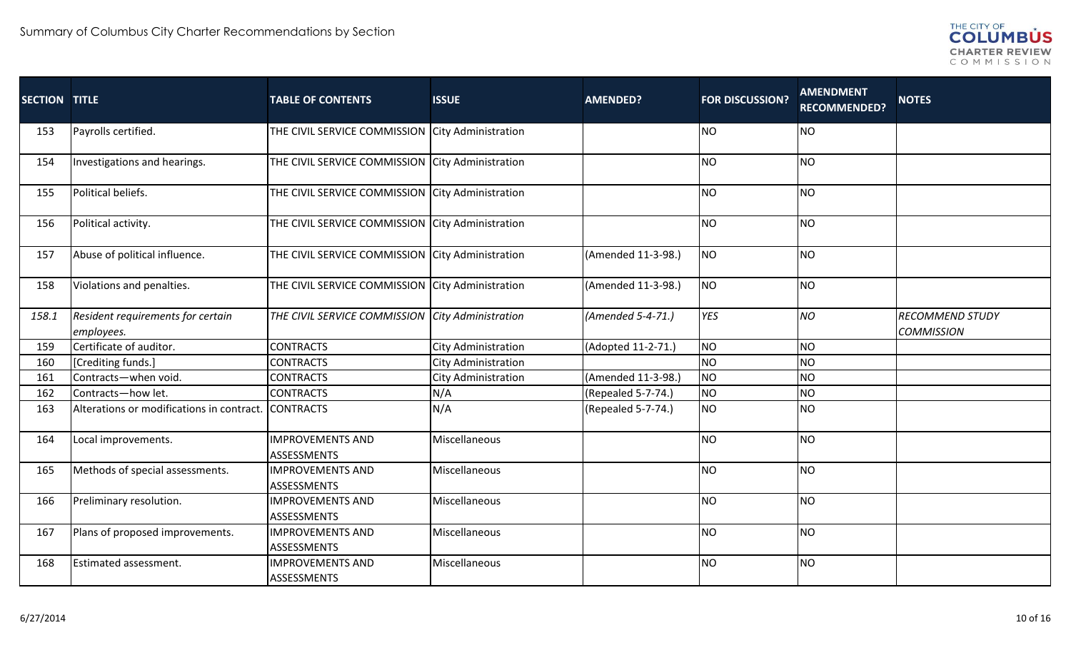| SECTION | TITLE | TABLE OF CONTENTS | ISSUE | AMENDED? | FOR DISCUSSION? | AMENDMENT RECOMMENDED? | NOTES |
|---|---|---|---|---|---|---|---|
| 153 | Payrolls certified. | THE CIVIL SERVICE COMMISSION | City Administration | | NO | NO | |
| 154 | Investigations and hearings. | THE CIVIL SERVICE COMMISSION | City Administration | | NO | NO | |
| 155 | Political beliefs. | THE CIVIL SERVICE COMMISSION | City Administration | | NO | NO | |
| 156 | Political activity. | THE CIVIL SERVICE COMMISSION | City Administration | | NO | NO | |
| 157 | Abuse of political influence. | THE CIVIL SERVICE COMMISSION | City Administration | (Amended 11-3-98.) | NO | NO | |
| 158 | Violations and penalties. | THE CIVIL SERVICE COMMISSION | City Administration | (Amended 11-3-98.) | NO | NO | |
| *158.1* | *Resident requirements for certain employees.* | *THE CIVIL SERVICE COMMISSION* | *City Administration* | *(Amended 5-4-71.)* | *YES* | *NO* | *RECOMMEND STUDY COMMISSION* |
| 159 | Certificate of auditor. | CONTRACTS | City Administration | (Adopted 11-2-71.) | NO | NO | |
| 160 | [Crediting funds.] | CONTRACTS | City Administration | | NO | NO | |
| 161 | Contracts—when void. | CONTRACTS | City Administration | (Amended 11-3-98.) | NO | NO | |
| 162 | Contracts—how let. | CONTRACTS | N/A | (Repealed 5-7-74.) | NO | NO | |
| 163 | Alterations or modifications in contract. | CONTRACTS | N/A | (Repealed 5-7-74.) | NO | NO | |
| 164 | Local improvements. | IMPROVEMENTS AND ASSESSMENTS | Miscellaneous | | NO | NO | |
| 165 | Methods of special assessments. | IMPROVEMENTS AND ASSESSMENTS | Miscellaneous | | NO | NO | |
| 166 | Preliminary resolution. | IMPROVEMENTS AND ASSESSMENTS | Miscellaneous | | NO | NO | |
| 167 | Plans of proposed improvements. | IMPROVEMENTS AND ASSESSMENTS | Miscellaneous | | NO | NO | |
| 168 | Estimated assessment. | IMPROVEMENTS AND ASSESSMENTS | Miscellaneous | | NO | NO | |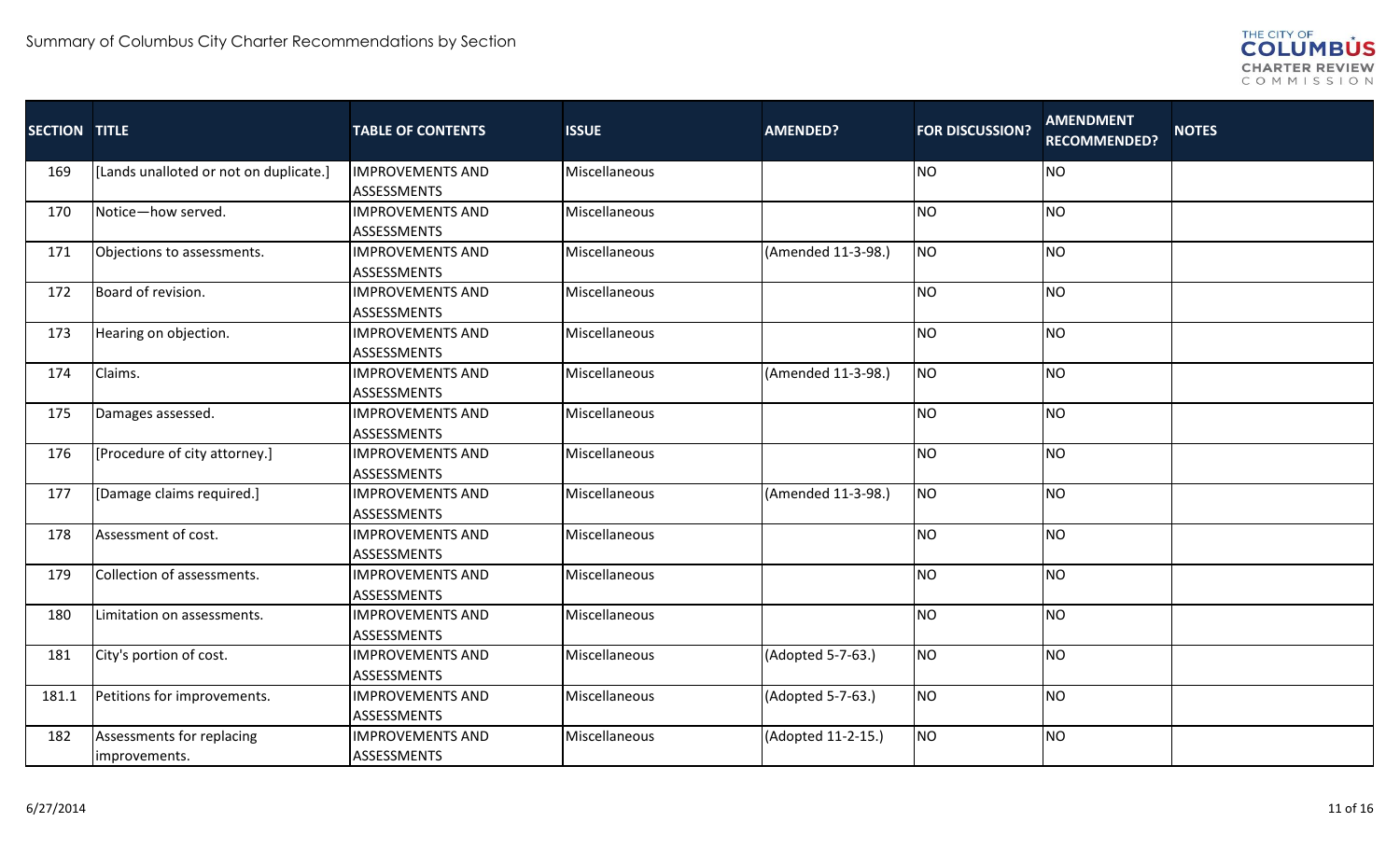| SECTION | TITLE | TABLE OF CONTENTS | ISSUE | AMENDED? | FOR DISCUSSION? | AMENDMENT RECOMMENDED? | NOTES |
|---|---|---|---|---|---|---|---|
| 169 | [Lands unalloted or not on duplicate.] | IMPROVEMENTS AND ASSESSMENTS | Miscellaneous | | NO | NO | |
| 170 | Notice—how served. | IMPROVEMENTS AND ASSESSMENTS | Miscellaneous | | NO | NO | |
| 171 | Objections to assessments. | IMPROVEMENTS AND ASSESSMENTS | Miscellaneous | (Amended 11-3-98.) | NO | NO | |
| 172 | Board of revision. | IMPROVEMENTS AND ASSESSMENTS | Miscellaneous | | NO | NO | |
| 173 | Hearing on objection. | IMPROVEMENTS AND ASSESSMENTS | Miscellaneous | | NO | NO | |
| 174 | Claims. | IMPROVEMENTS AND ASSESSMENTS | Miscellaneous | (Amended 11-3-98.) | NO | NO | |
| 175 | Damages assessed. | IMPROVEMENTS AND ASSESSMENTS | Miscellaneous | | NO | NO | |
| 176 | [Procedure of city attorney.] | IMPROVEMENTS AND ASSESSMENTS | Miscellaneous | | NO | NO | |
| 177 | [Damage claims required.] | IMPROVEMENTS AND ASSESSMENTS | Miscellaneous | (Amended 11-3-98.) | NO | NO | |
| 178 | Assessment of cost. | IMPROVEMENTS AND ASSESSMENTS | Miscellaneous | | NO | NO | |
| 179 | Collection of assessments. | IMPROVEMENTS AND ASSESSMENTS | Miscellaneous | | NO | NO | |
| 180 | Limitation on assessments. | IMPROVEMENTS AND ASSESSMENTS | Miscellaneous | | NO | NO | |
| 181 | City's portion of cost. | IMPROVEMENTS AND ASSESSMENTS | Miscellaneous | (Adopted 5-7-63.) | NO | NO | |
| 181.1 | Petitions for improvements. | IMPROVEMENTS AND ASSESSMENTS | Miscellaneous | (Adopted 5-7-63.) | NO | NO | |
| 182 | Assessments for replacing improvements. | IMPROVEMENTS AND ASSESSMENTS | Miscellaneous | (Adopted 11-2-15.) | NO | NO | |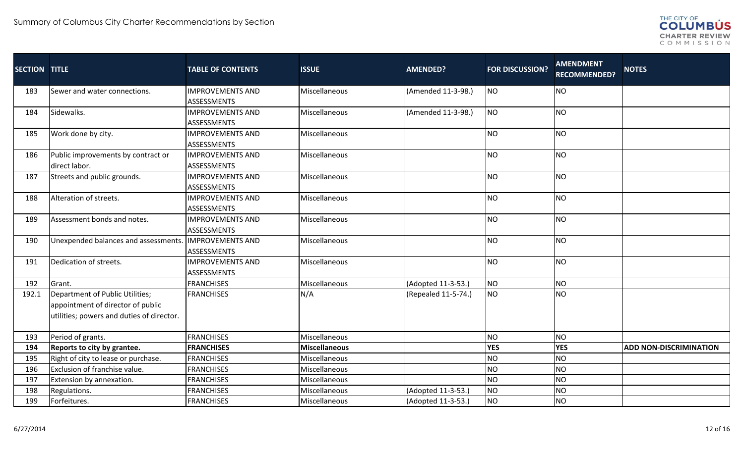| SECTION | TITLE | TABLE OF CONTENTS | ISSUE | AMENDED? | FOR DISCUSSION? | AMENDMENT RECOMMENDED? | NOTES |
|---|---|---|---|---|---|---|---|
| 183 | Sewer and water connections. | IMPROVEMENTS AND ASSESSMENTS | Miscellaneous | (Amended 11-3-98.) | NO | NO | |
| 184 | Sidewalks. | IMPROVEMENTS AND ASSESSMENTS | Miscellaneous | (Amended 11-3-98.) | NO | NO | |
| 185 | Work done by city. | IMPROVEMENTS AND ASSESSMENTS | Miscellaneous | | NO | NO | |
| 186 | Public improvements by contract or direct labor. | IMPROVEMENTS AND ASSESSMENTS | Miscellaneous | | NO | NO | |
| 187 | Streets and public grounds. | IMPROVEMENTS AND ASSESSMENTS | Miscellaneous | | NO | NO | |
| 188 | Alteration of streets. | IMPROVEMENTS AND ASSESSMENTS | Miscellaneous | | NO | NO | |
| 189 | Assessment bonds and notes. | IMPROVEMENTS AND ASSESSMENTS | Miscellaneous | | NO | NO | |
| 190 | Unexpended balances and assessments. | IMPROVEMENTS AND ASSESSMENTS | Miscellaneous | | NO | NO | |
| 191 | Dedication of streets. | IMPROVEMENTS AND ASSESSMENTS | Miscellaneous | | NO | NO | |
| 192 | Grant. | FRANCHISES | Miscellaneous | (Adopted 11-3-53.) | NO | NO | |
| 192.1 | Department of Public Utilities; appointment of director of public utilities; powers and duties of director. | FRANCHISES | N/A | (Repealed 11-5-74.) | NO | NO | |
| 193 | Period of grants. | FRANCHISES | Miscellaneous | | NO | NO | |
| **194** | **Reports to city by grantee.** | **FRANCHISES** | **Miscellaneous** | | **YES** | **YES** | **ADD NON-DISCRIMINATION** |
| 195 | Right of city to lease or purchase. | FRANCHISES | Miscellaneous | | NO | NO | |
| 196 | Exclusion of franchise value. | FRANCHISES | Miscellaneous | | NO | NO | |
| 197 | Extension by annexation. | FRANCHISES | Miscellaneous | | NO | NO | |
| 198 | Regulations. | FRANCHISES | Miscellaneous | (Adopted 11-3-53.) | NO | NO | |
| 199 | Forfeitures. | FRANCHISES | Miscellaneous | (Adopted 11-3-53.) | NO | NO | |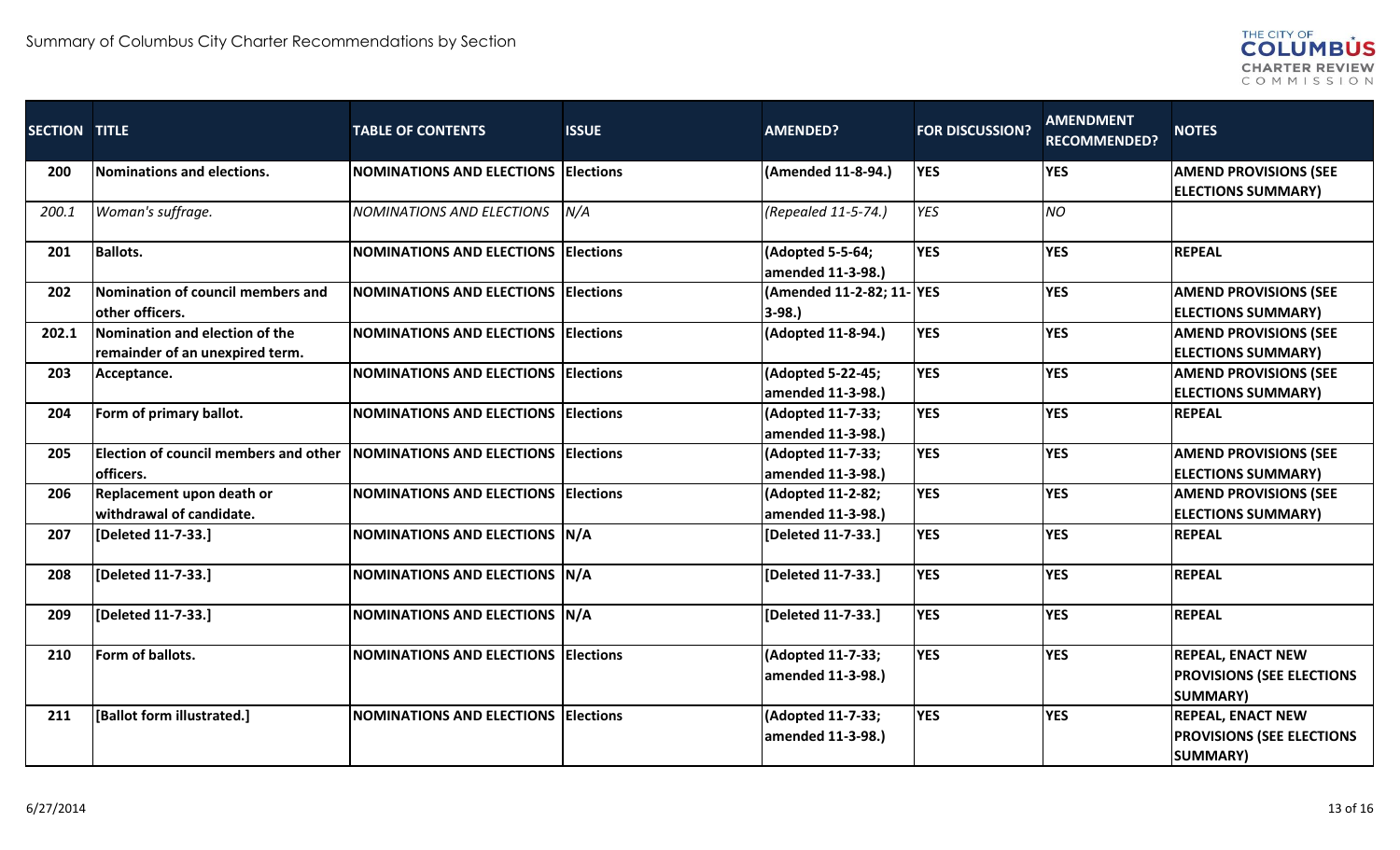| SECTION | TITLE | TABLE OF CONTENTS | ISSUE | AMENDED? | FOR DISCUSSION? | AMENDMENT RECOMMENDED? | NOTES |
|---|---|---|---|---|---|---|---|
| **200** | **Nominations and elections.** | **NOMINATIONS AND ELECTIONS** | **Elections** | **(Amended 11-8-94.)** | **YES** | **YES** | **AMEND PROVISIONS (SEE ELECTIONS SUMMARY)** |
| *200.1* | *Woman's suffrage.* | *NOMINATIONS AND ELECTIONS* | *N/A* | *(Repealed 11-5-74.)* | *YES* | *NO* | |
| **201** | **Ballots.** | **NOMINATIONS AND ELECTIONS** | **Elections** | **(Adopted 5-5-64; amended 11-3-98.)** | **YES** | **YES** | **REPEAL** |
| **202** | **Nomination of council members and other officers.** | **NOMINATIONS AND ELECTIONS** | **Elections** | **(Amended 11-2-82; 11-3-98.)** | **YES** | **YES** | **AMEND PROVISIONS (SEE ELECTIONS SUMMARY)** |
| **202.1** | **Nomination and election of the remainder of an unexpired term.** | **NOMINATIONS AND ELECTIONS** | **Elections** | **(Adopted 11-8-94.)** | **YES** | **YES** | **AMEND PROVISIONS (SEE ELECTIONS SUMMARY)** |
| **203** | **Acceptance.** | **NOMINATIONS AND ELECTIONS** | **Elections** | **(Adopted 5-22-45; amended 11-3-98.)** | **YES** | **YES** | **AMEND PROVISIONS (SEE ELECTIONS SUMMARY)** |
| **204** | **Form of primary ballot.** | **NOMINATIONS AND ELECTIONS** | **Elections** | **(Adopted 11-7-33; amended 11-3-98.)** | **YES** | **YES** | **REPEAL** |
| **205** | **Election of council members and other officers.** | **NOMINATIONS AND ELECTIONS** | **Elections** | **(Adopted 11-7-33; amended 11-3-98.)** | **YES** | **YES** | **AMEND PROVISIONS (SEE ELECTIONS SUMMARY)** |
| **206** | **Replacement upon death or withdrawal of candidate.** | **NOMINATIONS AND ELECTIONS** | **Elections** | **(Adopted 11-2-82; amended 11-3-98.)** | **YES** | **YES** | **AMEND PROVISIONS (SEE ELECTIONS SUMMARY)** |
| **207** | **[Deleted 11-7-33.]** | **NOMINATIONS AND ELECTIONS** | **N/A** | **[Deleted 11-7-33.]** | **YES** | **YES** | **REPEAL** |
| **208** | **[Deleted 11-7-33.]** | **NOMINATIONS AND ELECTIONS** | **N/A** | **[Deleted 11-7-33.]** | **YES** | **YES** | **REPEAL** |
| **209** | **[Deleted 11-7-33.]** | **NOMINATIONS AND ELECTIONS** | **N/A** | **[Deleted 11-7-33.]** | **YES** | **YES** | **REPEAL** |
| **210** | **Form of ballots.** | **NOMINATIONS AND ELECTIONS** | **Elections** | **(Adopted 11-7-33; amended 11-3-98.)** | **YES** | **YES** | **REPEAL, ENACT NEW PROVISIONS (SEE ELECTIONS SUMMARY)** |
| **211** | **[Ballot form illustrated.]** | **NOMINATIONS AND ELECTIONS** | **Elections** | **(Adopted 11-7-33; amended 11-3-98.)** | **YES** | **YES** | **REPEAL, ENACT NEW PROVISIONS (SEE ELECTIONS SUMMARY)** |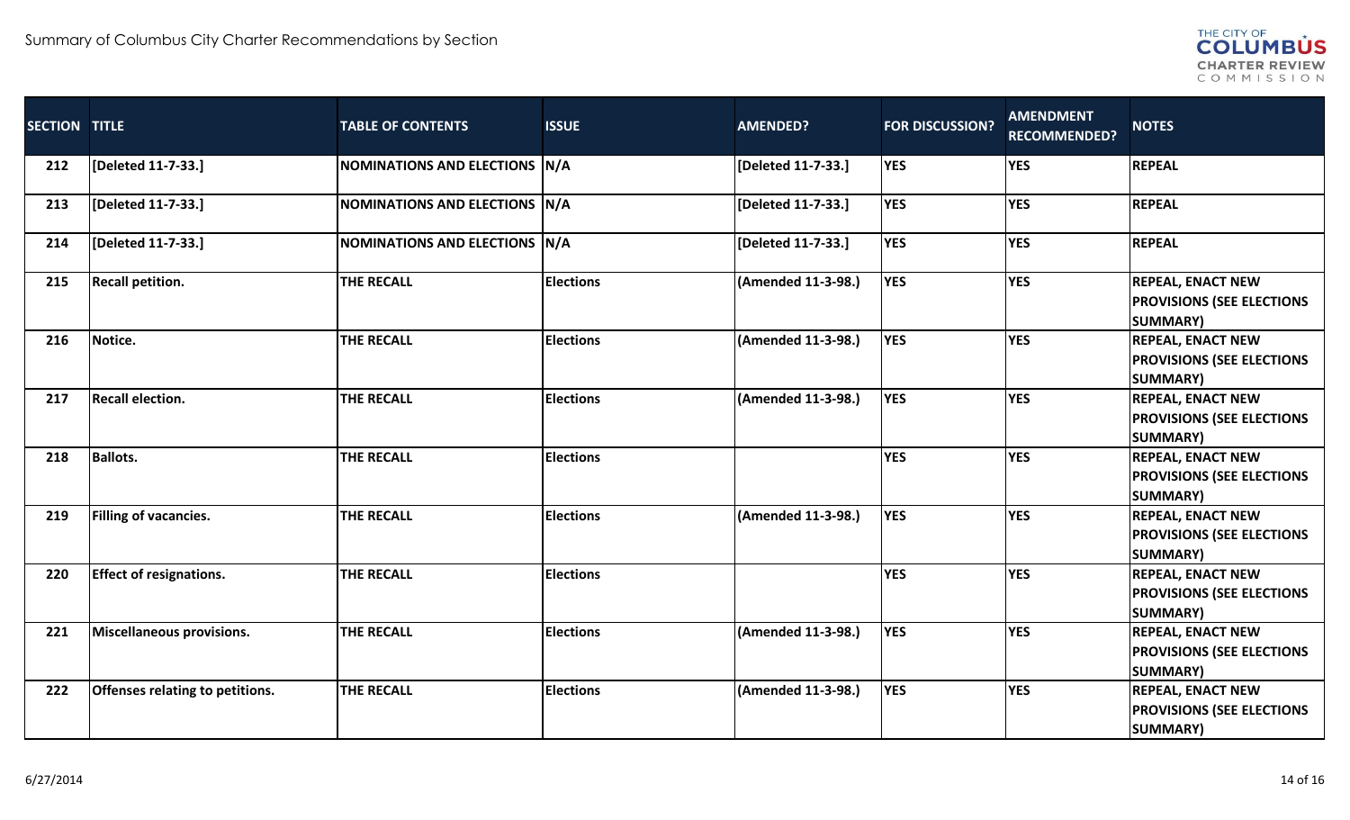| SECTION | TITLE | TABLE OF CONTENTS | ISSUE | AMENDED? | FOR DISCUSSION? | AMENDMENT RECOMMENDED? | NOTES |
|---|---|---|---|---|---|---|---|
| 212 | [Deleted 11-7-33.] | NOMINATIONS AND ELECTIONS | N/A | [Deleted 11-7-33.] | YES | YES | REPEAL |
| 213 | [Deleted 11-7-33.] | NOMINATIONS AND ELECTIONS | N/A | [Deleted 11-7-33.] | YES | YES | REPEAL |
| 214 | [Deleted 11-7-33.] | NOMINATIONS AND ELECTIONS | N/A | [Deleted 11-7-33.] | YES | YES | REPEAL |
| 215 | Recall petition. | THE RECALL | Elections | (Amended 11-3-98.) | YES | YES | REPEAL, ENACT NEW PROVISIONS (SEE ELECTIONS SUMMARY) |
| 216 | Notice. | THE RECALL | Elections | (Amended 11-3-98.) | YES | YES | REPEAL, ENACT NEW PROVISIONS (SEE ELECTIONS SUMMARY) |
| 217 | Recall election. | THE RECALL | Elections | (Amended 11-3-98.) | YES | YES | REPEAL, ENACT NEW PROVISIONS (SEE ELECTIONS SUMMARY) |
| 218 | Ballots. | THE RECALL | Elections | | YES | YES | REPEAL, ENACT NEW PROVISIONS (SEE ELECTIONS SUMMARY) |
| 219 | Filling of vacancies. | THE RECALL | Elections | (Amended 11-3-98.) | YES | YES | REPEAL, ENACT NEW PROVISIONS (SEE ELECTIONS SUMMARY) |
| 220 | Effect of resignations. | THE RECALL | Elections | | YES | YES | REPEAL, ENACT NEW PROVISIONS (SEE ELECTIONS SUMMARY) |
| 221 | Miscellaneous provisions. | THE RECALL | Elections | (Amended 11-3-98.) | YES | YES | REPEAL, ENACT NEW PROVISIONS (SEE ELECTIONS SUMMARY) |
| 222 | Offenses relating to petitions. | THE RECALL | Elections | (Amended 11-3-98.) | YES | YES | REPEAL, ENACT NEW PROVISIONS (SEE ELECTIONS SUMMARY) |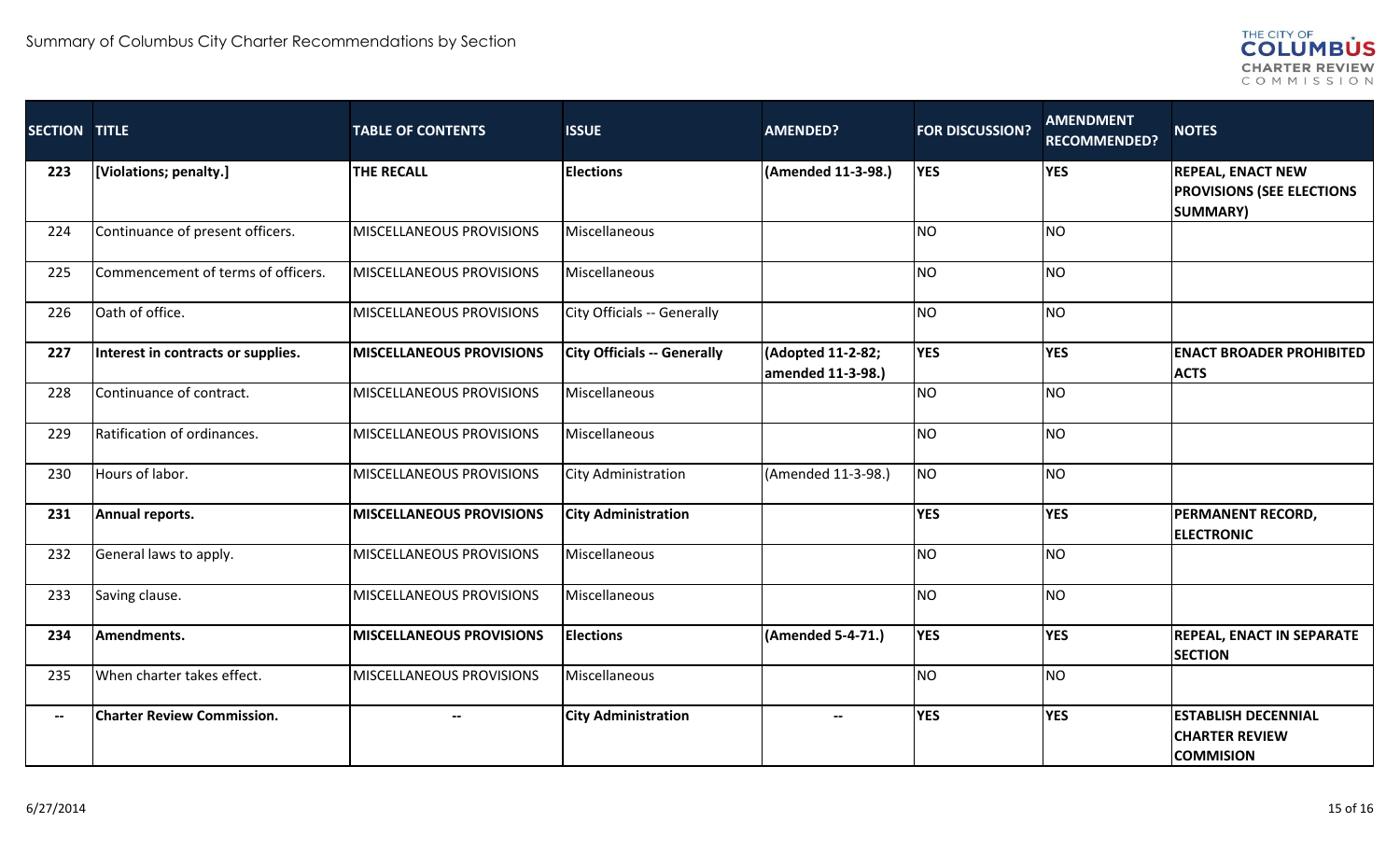| SECTION | TITLE | TABLE OF CONTENTS | ISSUE | AMENDED? | FOR DISCUSSION? | AMENDMENT RECOMMENDED? | NOTES |
|---|---|---|---|---|---|---|---|
| **223** | **[Violations; penalty.]** | **THE RECALL** | **Elections** | **(Amended 11-3-98.)** | **YES** | **YES** | **REPEAL, ENACT NEW PROVISIONS (SEE ELECTIONS SUMMARY)** |
| 224 | Continuance of present officers. | MISCELLANEOUS PROVISIONS | Miscellaneous | | NO | NO | |
| 225 | Commencement of terms of officers. | MISCELLANEOUS PROVISIONS | Miscellaneous | | NO | NO | |
| 226 | Oath of office. | MISCELLANEOUS PROVISIONS | City Officials -- Generally | | NO | NO | |
| **227** | **Interest in contracts or supplies.** | **MISCELLANEOUS PROVISIONS** | **City Officials -- Generally** | **(Adopted 11-2-82; amended 11-3-98.)** | **YES** | **YES** | **ENACT BROADER PROHIBITED ACTS** |
| 228 | Continuance of contract. | MISCELLANEOUS PROVISIONS | Miscellaneous | | NO | NO | |
| 229 | Ratification of ordinances. | MISCELLANEOUS PROVISIONS | Miscellaneous | | NO | NO | |
| 230 | Hours of labor. | MISCELLANEOUS PROVISIONS | City Administration | (Amended 11-3-98.) | NO | NO | |
| **231** | **Annual reports.** | **MISCELLANEOUS PROVISIONS** | **City Administration** | | **YES** | **YES** | **PERMANENT RECORD, ELECTRONIC** |
| 232 | General laws to apply. | MISCELLANEOUS PROVISIONS | Miscellaneous | | NO | NO | |
| 233 | Saving clause. | MISCELLANEOUS PROVISIONS | Miscellaneous | | NO | NO | |
| **234** | **Amendments.** | **MISCELLANEOUS PROVISIONS** | **Elections** | **(Amended 5-4-71.)** | **YES** | **YES** | **REPEAL, ENACT IN SEPARATE SECTION** |
| 235 | When charter takes effect. | MISCELLANEOUS PROVISIONS | Miscellaneous | | NO | NO | |
| **--** | **Charter Review Commission.** | **--** | **City Administration** | **--** | **YES** | **YES** | **ESTABLISH DECENNIAL CHARTER REVIEW COMMISION** |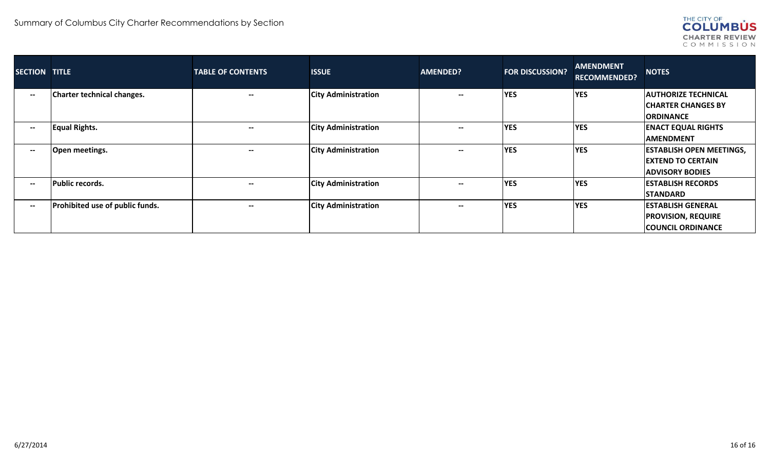| SECTION | TITLE | TABLE OF CONTENTS | ISSUE | AMENDED? | FOR DISCUSSION? | AMENDMENT RECOMMENDED? | NOTES |
|---|---|---|---|---|---|---|---|
| -- | **Charter technical changes.** | -- | **City Administration** | -- | **YES** | **YES** | **AUTHORIZE TECHNICAL CHARTER CHANGES BY ORDINANCE** |
| -- | **Equal Rights.** | -- | **City Administration** | -- | **YES** | **YES** | **ENACT EQUAL RIGHTS AMENDMENT** |
| -- | **Open meetings.** | -- | **City Administration** | -- | **YES** | **YES** | **ESTABLISH OPEN MEETINGS, EXTEND TO CERTAIN ADVISORY BODIES** |
| -- | **Public records.** | -- | **City Administration** | -- | **YES** | **YES** | **ESTABLISH RECORDS STANDARD** |
| -- | **Prohibited use of public funds.** | -- | **City Administration** | -- | **YES** | **YES** | **ESTABLISH GENERAL PROVISION, REQUIRE COUNCIL ORDINANCE** |